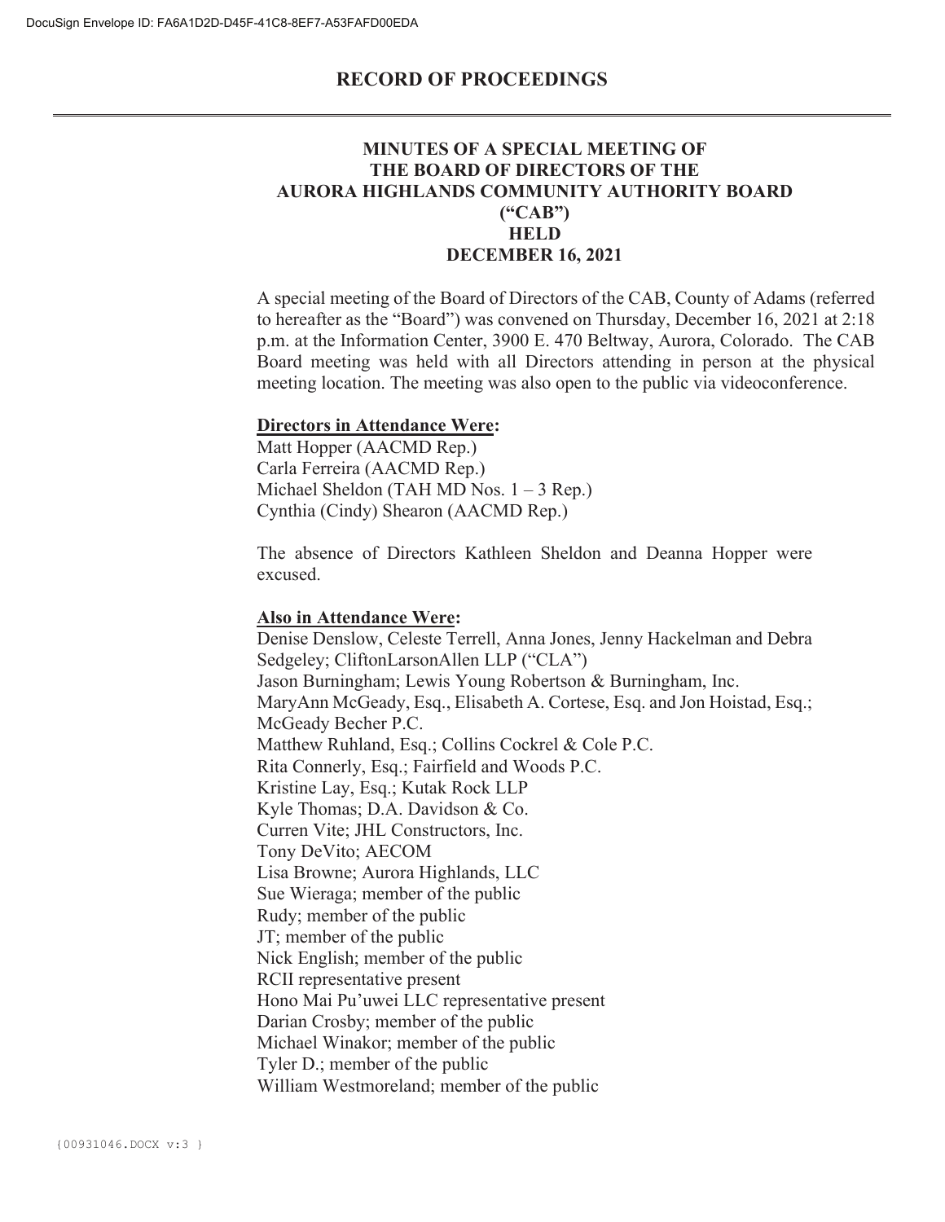# RECORD OF PROCEEDINGS

## MINUTES OF A SPECIAL MEETING OF THE BOARD OF DIRECTORS OF THE AURORA HIGHLANDS COMMUNITY AUTHORITY BOARD ("CAB") HELD DECEMBER 16, 2021

A special meeting of the Board of Directors of the CAB, County of Adams (referred to hereafter as the "Board") was convened on Thursday, December 16, 2021 at 2:18 p.m. at the Information Center, 3900 E. 470 Beltway, Aurora, Colorado. The CAB Board meeting was held with all Directors attending in person at the physical meeting location. The meeting was also open to the public via videoconference.

**Directors in Attendance Were:**

Matt Hopper (AACMD Rep.)
Carla Ferreira (AACMD Rep.)
Michael Sheldon (TAH MD Nos. 1 – 3 Rep.)
Cynthia (Cindy) Shearon (AACMD Rep.)

The absence of Directors Kathleen Sheldon and Deanna Hopper were excused.

**Also in Attendance Were:**

Denise Denslow, Celeste Terrell, Anna Jones, Jenny Hackelman and Debra Sedgeley; CliftonLarsonAllen LLP ("CLA")
Jason Burningham; Lewis Young Robertson & Burningham, Inc.
MaryAnn McGeady, Esq., Elisabeth A. Cortese, Esq. and Jon Hoistad, Esq.; McGeady Becher P.C.
Matthew Ruhland, Esq.; Collins Cockrel & Cole P.C.
Rita Connerly, Esq.; Fairfield and Woods P.C.
Kristine Lay, Esq.; Kutak Rock LLP
Kyle Thomas; D.A. Davidson & Co.
Curren Vite; JHL Constructors, Inc.
Tony DeVito; AECOM
Lisa Browne; Aurora Highlands, LLC
Sue Wieraga; member of the public
Rudy; member of the public
JT; member of the public
Nick English; member of the public
RCII representative present
Hono Mai Pu'uwei LLC representative present
Darian Crosby; member of the public
Michael Winakor; member of the public
Tyler D.; member of the public
William Westmoreland; member of the public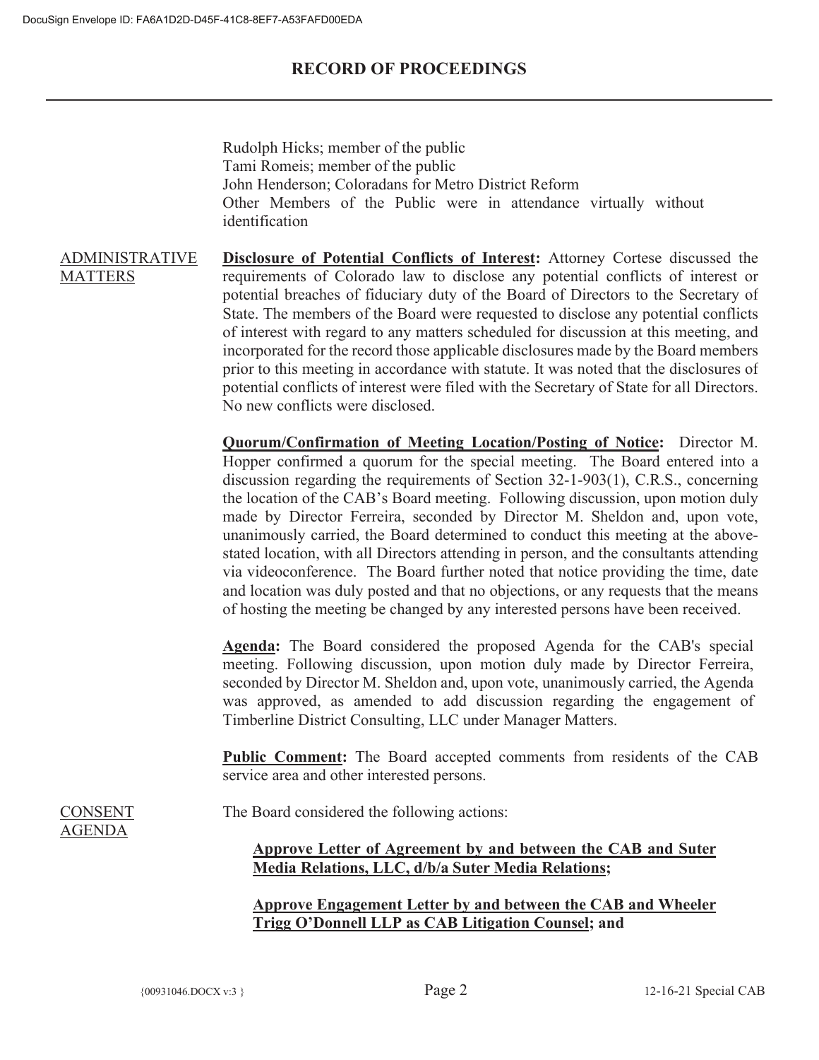Rudolph Hicks; member of the public
Tami Romeis; member of the public
John Henderson; Coloradans for Metro District Reform
Other Members of the Public were in attendance virtually without identification

ADMINISTRATIVE MATTERS

**Disclosure of Potential Conflicts of Interest:** Attorney Cortese discussed the requirements of Colorado law to disclose any potential conflicts of interest or potential breaches of fiduciary duty of the Board of Directors to the Secretary of State. The members of the Board were requested to disclose any potential conflicts of interest with regard to any matters scheduled for discussion at this meeting, and incorporated for the record those applicable disclosures made by the Board members prior to this meeting in accordance with statute. It was noted that the disclosures of potential conflicts of interest were filed with the Secretary of State for all Directors. No new conflicts were disclosed.

**Quorum/Confirmation of Meeting Location/Posting of Notice:** Director M. Hopper confirmed a quorum for the special meeting. The Board entered into a discussion regarding the requirements of Section 32-1-903(1), C.R.S., concerning the location of the CAB's Board meeting. Following discussion, upon motion duly made by Director Ferreira, seconded by Director M. Sheldon and, upon vote, unanimously carried, the Board determined to conduct this meeting at the above-stated location, with all Directors attending in person, and the consultants attending via videoconference. The Board further noted that notice providing the time, date and location was duly posted and that no objections, or any requests that the means of hosting the meeting be changed by any interested persons have been received.

**Agenda:** The Board considered the proposed Agenda for the CAB's special meeting. Following discussion, upon motion duly made by Director Ferreira, seconded by Director M. Sheldon and, upon vote, unanimously carried, the Agenda was approved, as amended to add discussion regarding the engagement of Timberline District Consulting, LLC under Manager Matters.

**Public Comment:** The Board accepted comments from residents of the CAB service area and other interested persons.

CONSENT AGENDA

The Board considered the following actions:

**Approve Letter of Agreement by and between the CAB and Suter Media Relations, LLC, d/b/a Suter Media Relations;**

**Approve Engagement Letter by and between the CAB and Wheeler Trigg O'Donnell LLP as CAB Litigation Counsel; and**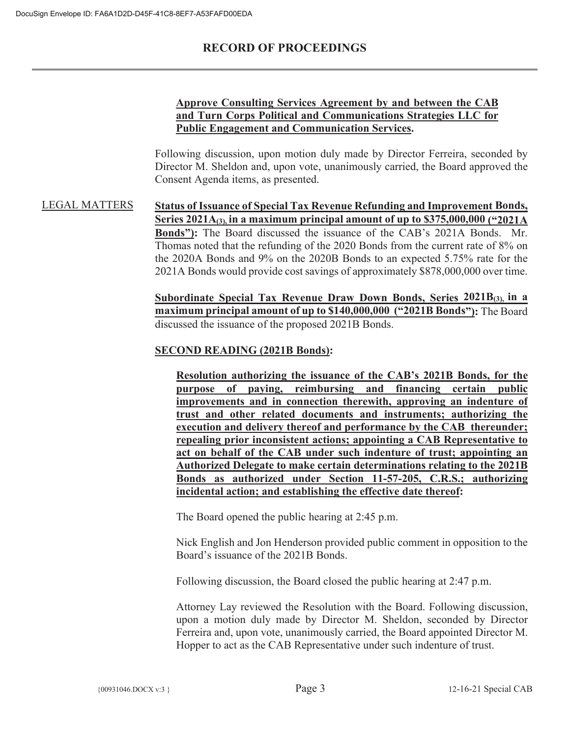**Approve Consulting Services Agreement by and between the CAB and Turn Corps Political and Communications Strategies LLC for Public Engagement and Communication Services.**

Following discussion, upon motion duly made by Director Ferreira, seconded by Director M. Sheldon and, upon vote, unanimously carried, the Board approved the Consent Agenda items, as presented.

LEGAL MATTERS

**Status of Issuance of Special Tax Revenue Refunding and Improvement Bonds, Series 2021A(3), in a maximum principal amount of up to $375,000,000 ("2021A Bonds"):** The Board discussed the issuance of the CAB's 2021A Bonds. Mr. Thomas noted that the refunding of the 2020 Bonds from the current rate of 8% on the 2020A Bonds and 9% on the 2020B Bonds to an expected 5.75% rate for the 2021A Bonds would provide cost savings of approximately $878,000,000 over time.

**Subordinate Special Tax Revenue Draw Down Bonds, Series 2021B(3), in a maximum principal amount of up to $140,000,000 ("2021B Bonds"):** The Board discussed the issuance of the proposed 2021B Bonds.

**SECOND READING (2021B Bonds):**

**Resolution authorizing the issuance of the CAB's 2021B Bonds, for the purpose of paying, reimbursing and financing certain public improvements and in connection therewith, approving an indenture of trust and other related documents and instruments; authorizing the execution and delivery thereof and performance by the CAB thereunder; repealing prior inconsistent actions; appointing a CAB Representative to act on behalf of the CAB under such indenture of trust; appointing an Authorized Delegate to make certain determinations relating to the 2021B Bonds as authorized under Section 11-57-205, C.R.S.; authorizing incidental action; and establishing the effective date thereof:**

The Board opened the public hearing at 2:45 p.m.

Nick English and Jon Henderson provided public comment in opposition to the Board's issuance of the 2021B Bonds.

Following discussion, the Board closed the public hearing at 2:47 p.m.

Attorney Lay reviewed the Resolution with the Board. Following discussion, upon a motion duly made by Director M. Sheldon, seconded by Director Ferreira and, upon vote, unanimously carried, the Board appointed Director M. Hopper to act as the CAB Representative under such indenture of trust.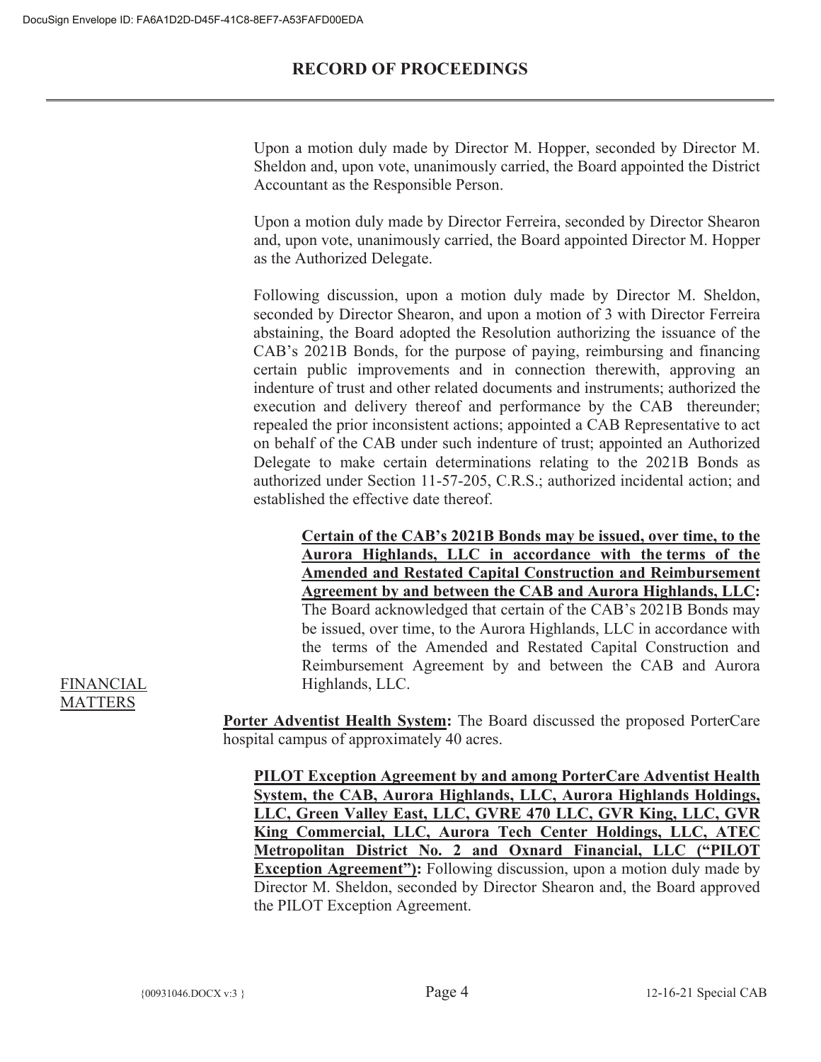Upon a motion duly made by Director M. Hopper, seconded by Director M. Sheldon and, upon vote, unanimously carried, the Board appointed the District Accountant as the Responsible Person.

Upon a motion duly made by Director Ferreira, seconded by Director Shearon and, upon vote, unanimously carried, the Board appointed Director M. Hopper as the Authorized Delegate.

Following discussion, upon a motion duly made by Director M. Sheldon, seconded by Director Shearon, and upon a motion of 3 with Director Ferreira abstaining, the Board adopted the Resolution authorizing the issuance of the CAB's 2021B Bonds, for the purpose of paying, reimbursing and financing certain public improvements and in connection therewith, approving an indenture of trust and other related documents and instruments; authorized the execution and delivery thereof and performance by the CAB thereunder; repealed the prior inconsistent actions; appointed a CAB Representative to act on behalf of the CAB under such indenture of trust; appointed an Authorized Delegate to make certain determinations relating to the 2021B Bonds as authorized under Section 11-57-205, C.R.S.; authorized incidental action; and established the effective date thereof.

**Certain of the CAB's 2021B Bonds may be issued, over time, to the Aurora Highlands, LLC in accordance with the terms of the Amended and Restated Capital Construction and Reimbursement Agreement by and between the CAB and Aurora Highlands, LLC:** The Board acknowledged that certain of the CAB's 2021B Bonds may be issued, over time, to the Aurora Highlands, LLC in accordance with the terms of the Amended and Restated Capital Construction and Reimbursement Agreement by and between the CAB and Aurora Highlands, LLC.

FINANCIAL MATTERS

**Porter Adventist Health System:** The Board discussed the proposed PorterCare hospital campus of approximately 40 acres.

**PILOT Exception Agreement by and among PorterCare Adventist Health System, the CAB, Aurora Highlands, LLC, Aurora Highlands Holdings, LLC, Green Valley East, LLC, GVRE 470 LLC, GVR King, LLC, GVR King Commercial, LLC, Aurora Tech Center Holdings, LLC, ATEC Metropolitan District No. 2 and Oxnard Financial, LLC ("PILOT Exception Agreement"):** Following discussion, upon a motion duly made by Director M. Sheldon, seconded by Director Shearon and, the Board approved the PILOT Exception Agreement.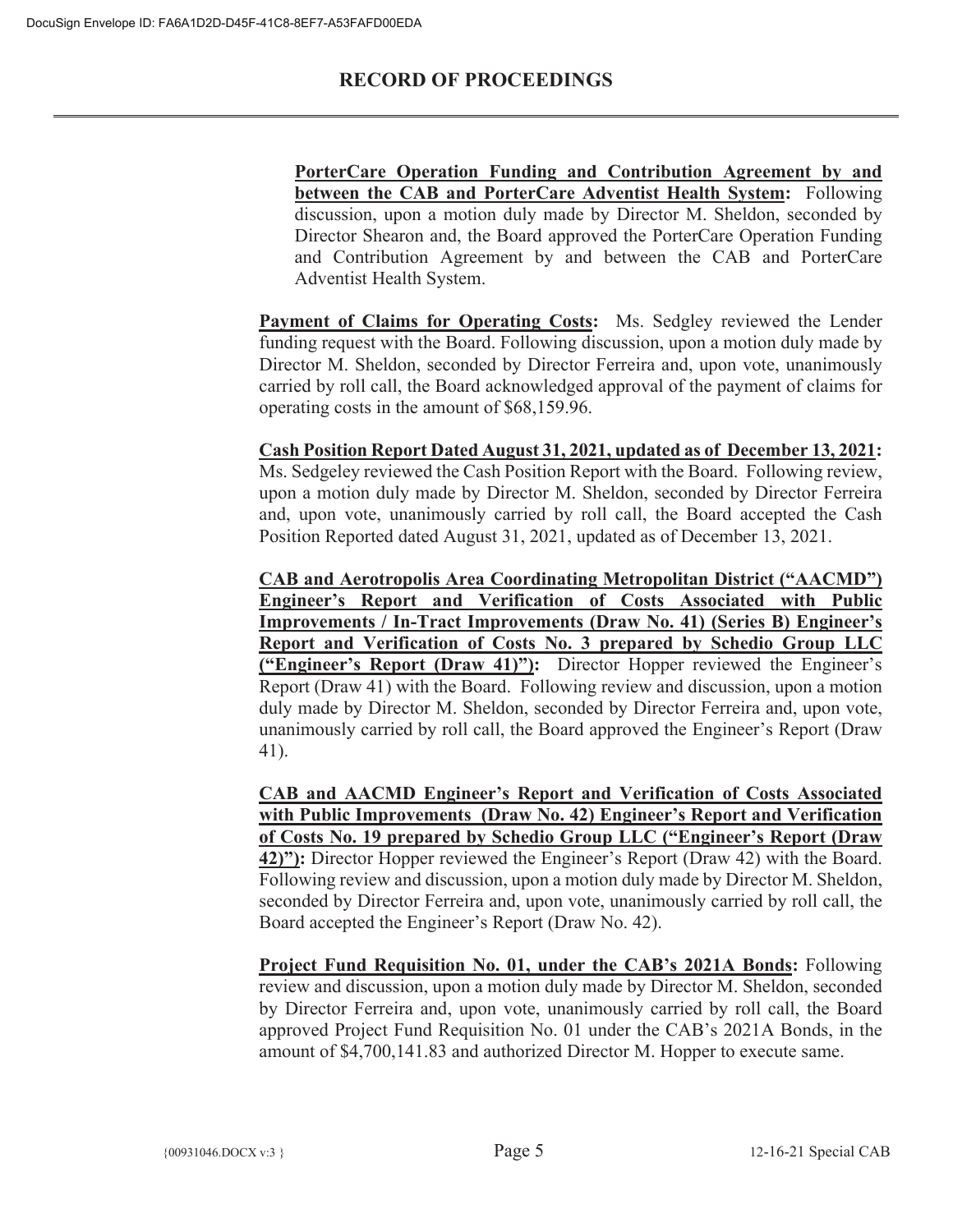**PorterCare Operation Funding and Contribution Agreement by and between the CAB and PorterCare Adventist Health System:** Following discussion, upon a motion duly made by Director M. Sheldon, seconded by Director Shearon and, the Board approved the PorterCare Operation Funding and Contribution Agreement by and between the CAB and PorterCare Adventist Health System.

**Payment of Claims for Operating Costs:** Ms. Sedgley reviewed the Lender funding request with the Board. Following discussion, upon a motion duly made by Director M. Sheldon, seconded by Director Ferreira and, upon vote, unanimously carried by roll call, the Board acknowledged approval of the payment of claims for operating costs in the amount of $68,159.96.

**Cash Position Report Dated August 31, 2021, updated as of December 13, 2021:** Ms. Sedgeley reviewed the Cash Position Report with the Board. Following review, upon a motion duly made by Director M. Sheldon, seconded by Director Ferreira and, upon vote, unanimously carried by roll call, the Board accepted the Cash Position Reported dated August 31, 2021, updated as of December 13, 2021.

**CAB and Aerotropolis Area Coordinating Metropolitan District ("AACMD") Engineer's Report and Verification of Costs Associated with Public Improvements / In-Tract Improvements (Draw No. 41) (Series B) Engineer's Report and Verification of Costs No. 3 prepared by Schedio Group LLC ("Engineer's Report (Draw 41)"):** Director Hopper reviewed the Engineer's Report (Draw 41) with the Board. Following review and discussion, upon a motion duly made by Director M. Sheldon, seconded by Director Ferreira and, upon vote, unanimously carried by roll call, the Board approved the Engineer's Report (Draw 41).

**CAB and AACMD Engineer's Report and Verification of Costs Associated with Public Improvements (Draw No. 42) Engineer's Report and Verification of Costs No. 19 prepared by Schedio Group LLC ("Engineer's Report (Draw 42)"):** Director Hopper reviewed the Engineer's Report (Draw 42) with the Board. Following review and discussion, upon a motion duly made by Director M. Sheldon, seconded by Director Ferreira and, upon vote, unanimously carried by roll call, the Board accepted the Engineer's Report (Draw No. 42).

**Project Fund Requisition No. 01, under the CAB's 2021A Bonds:** Following review and discussion, upon a motion duly made by Director M. Sheldon, seconded by Director Ferreira and, upon vote, unanimously carried by roll call, the Board approved Project Fund Requisition No. 01 under the CAB's 2021A Bonds, in the amount of $4,700,141.83 and authorized Director M. Hopper to execute same.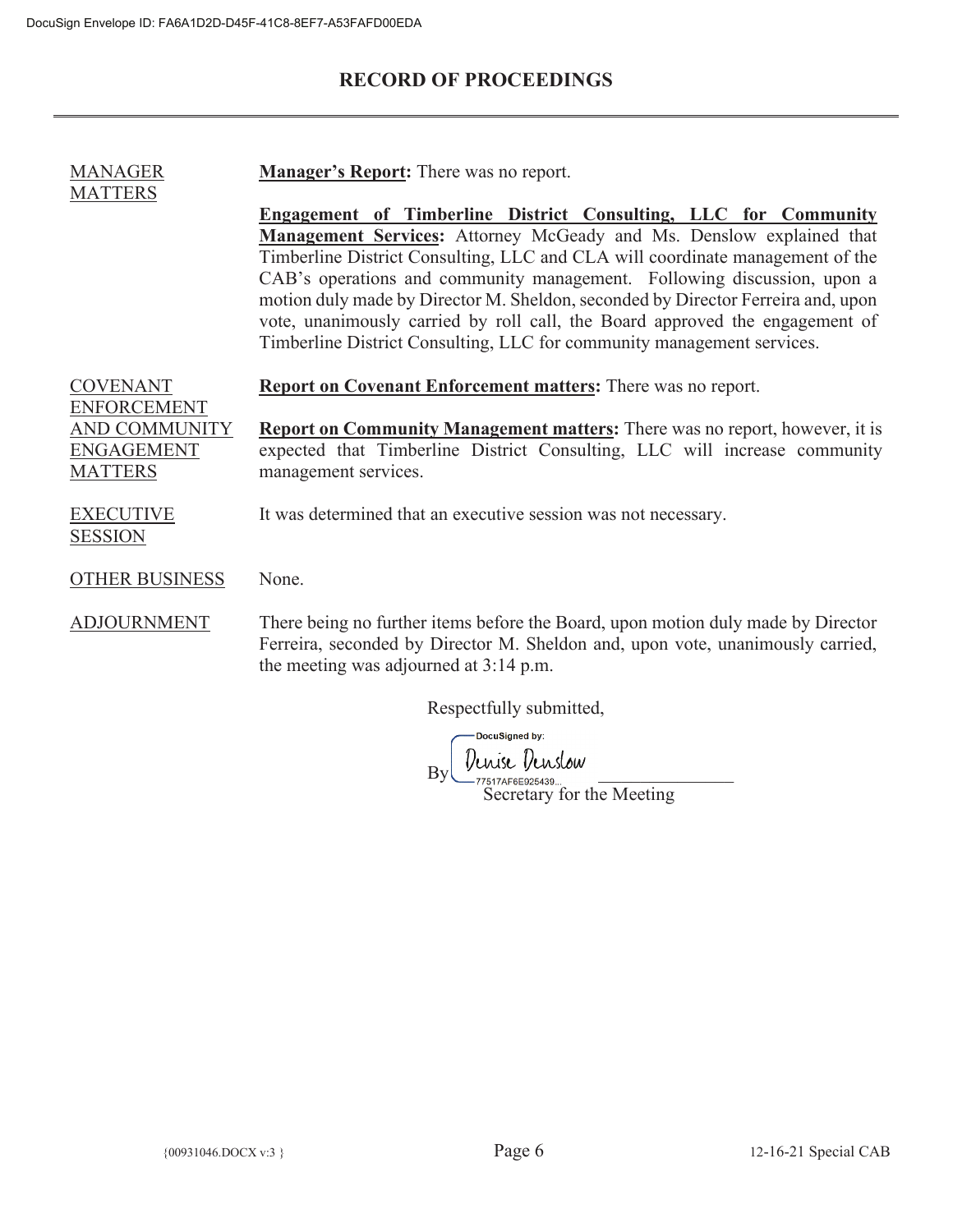DocuSign Envelope ID: FA6A1D2D-D45F-41C8-8EF7-A53FAFD00EDA

# RECORD OF PROCEEDINGS

---

MANAGER MATTERS

**Manager's Report:** There was no report.

**Engagement of Timberline District Consulting, LLC for Community Management Services:** Attorney McGeady and Ms. Denslow explained that Timberline District Consulting, LLC and CLA will coordinate management of the CAB's operations and community management. Following discussion, upon a motion duly made by Director M. Sheldon, seconded by Director Ferreira and, upon vote, unanimously carried by roll call, the Board approved the engagement of Timberline District Consulting, LLC for community management services.

COVENANT ENFORCEMENT AND COMMUNITY ENGAGEMENT MATTERS

**Report on Covenant Enforcement matters:** There was no report.

**Report on Community Management matters:** There was no report, however, it is expected that Timberline District Consulting, LLC will increase community management services.

EXECUTIVE SESSION

It was determined that an executive session was not necessary.

OTHER BUSINESS

None.

ADJOURNMENT

There being no further items before the Board, upon motion duly made by Director Ferreira, seconded by Director M. Sheldon and, upon vote, unanimously carried, the meeting was adjourned at 3:14 p.m.

Respectfully submitted,

DocuSigned by:
By Denise Denslow
77517AF6E925439...
Secretary for the Meeting

{00931046.DOCX v:3 } 12-16-21 Special CAB